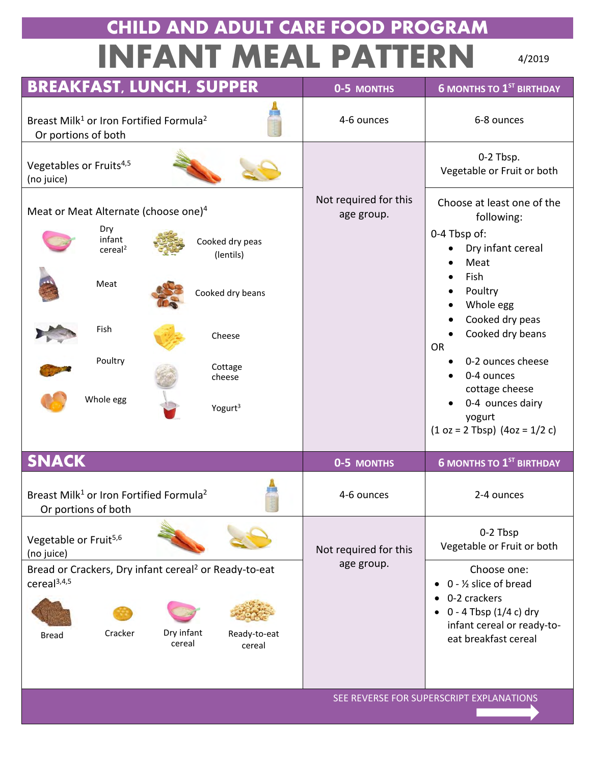# CHILD AND ADULT CARE FOOD PROGRAM

# INFANT MEAL PATTERN

4/2019

| BREAKFAST, LUNCH, SUPPER | 0-5 MONTHS | 6 MONTHS TO 1ST BIRTHDAY |
|---|---|---|
| Breast Milk[1] or Iron Fortified Formula[2] Or portions of both | 4-6 ounces | 6-8 ounces |
| Vegetables or Fruits[4,5] (no juice) | Not required for this age group. | 0-2 Tbsp. Vegetable or Fruit or both |
| Meat or Meat Alternate (choose one)[4]<br>Dry infant cereal[2]<br>Cooked dry peas (lentils)<br>Meat<br>Cooked dry beans<br>Fish<br>Cheese<br>Poultry<br>Cottage cheese<br>Whole egg<br>Yogurt[3] | | Choose at least one of the following:<br>0-4 Tbsp of:<br>• Dry infant cereal<br>• Meat<br>• Fish<br>• Poultry<br>• Whole egg<br>• Cooked dry peas<br>• Cooked dry beans<br>OR<br>• 0-2 ounces cheese<br>• 0-4 ounces cottage cheese<br>• 0-4 ounces dairy yogurt<br>(1 oz = 2 Tbsp) (4oz = 1/2 c) |

| SNACK | 0-5 MONTHS | 6 MONTHS TO 1ST BIRTHDAY |
|---|---|---|
| Breast Milk[1] or Iron Fortified Formula[2] Or portions of both | 4-6 ounces | 2-4 ounces |
| Vegetable or Fruit[5,6] (no juice) | Not required for this age group. | 0-2 Tbsp Vegetable or Fruit or both |
| Bread or Crackers, Dry infant cereal[2] or Ready-to-eat cereal[3,4,5]<br>Bread<br>Cracker<br>Dry infant cereal<br>Ready-to-eat cereal | | Choose one:<br>• 0 - ½ slice of bread<br>• 0-2 crackers<br>• 0 - 4 Tbsp (1/4 c) dry infant cereal or ready-to-eat breakfast cereal |

SEE REVERSE FOR SUPERSCRIPT EXPLANATIONS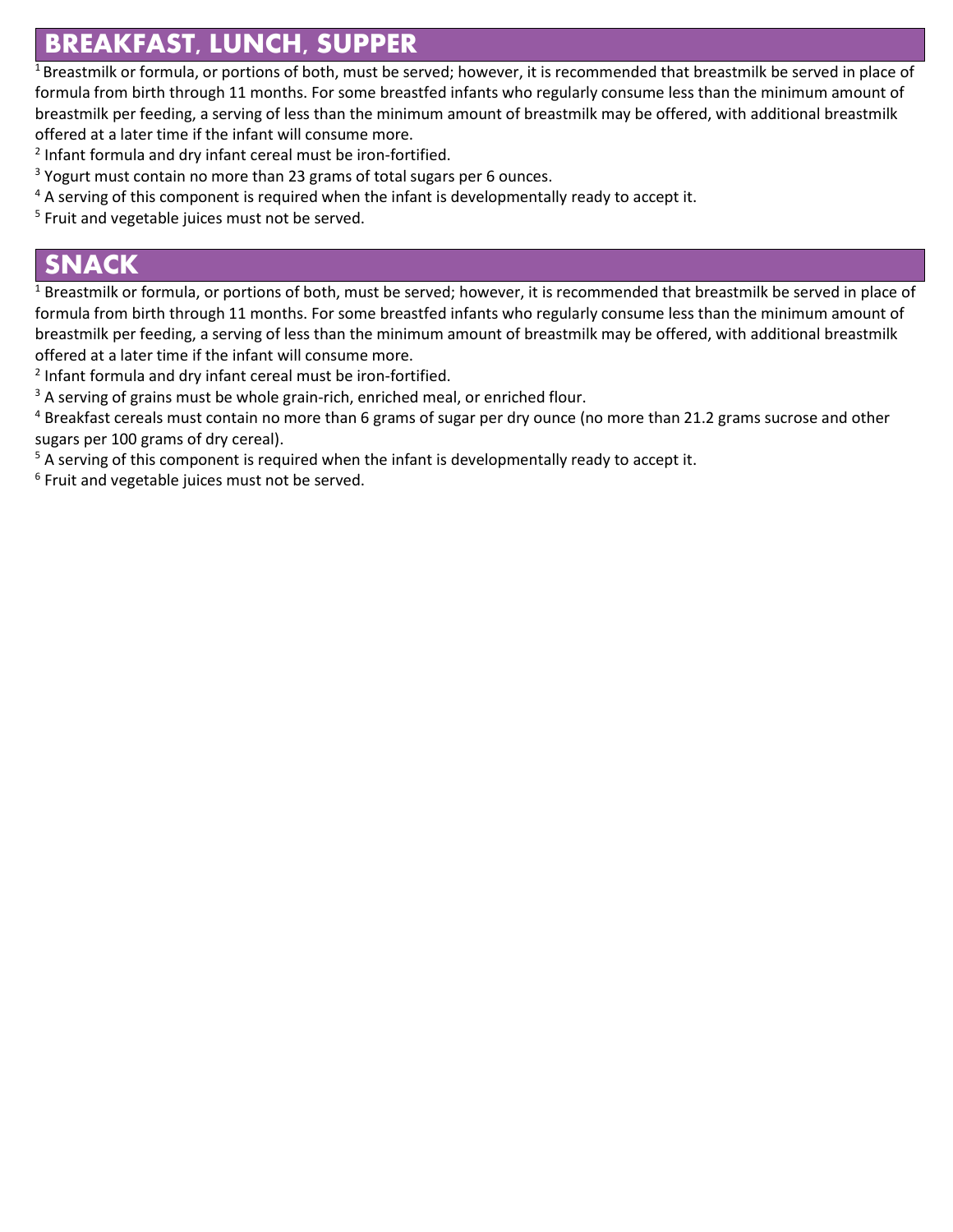## BREAKFAST, LUNCH, SUPPER

[1] Breastmilk or formula, or portions of both, must be served; however, it is recommended that breastmilk be served in place of formula from birth through 11 months. For some breastfed infants who regularly consume less than the minimum amount of breastmilk per feeding, a serving of less than the minimum amount of breastmilk may be offered, with additional breastmilk offered at a later time if the infant will consume more.

[2] Infant formula and dry infant cereal must be iron-fortified.

[3] Yogurt must contain no more than 23 grams of total sugars per 6 ounces.

[4] A serving of this component is required when the infant is developmentally ready to accept it.

[5] Fruit and vegetable juices must not be served.

## SNACK

[1] Breastmilk or formula, or portions of both, must be served; however, it is recommended that breastmilk be served in place of formula from birth through 11 months. For some breastfed infants who regularly consume less than the minimum amount of breastmilk per feeding, a serving of less than the minimum amount of breastmilk may be offered, with additional breastmilk offered at a later time if the infant will consume more.

[2] Infant formula and dry infant cereal must be iron-fortified.

[3] A serving of grains must be whole grain-rich, enriched meal, or enriched flour.

[4] Breakfast cereals must contain no more than 6 grams of sugar per dry ounce (no more than 21.2 grams sucrose and other sugars per 100 grams of dry cereal).

[5] A serving of this component is required when the infant is developmentally ready to accept it.

[6] Fruit and vegetable juices must not be served.